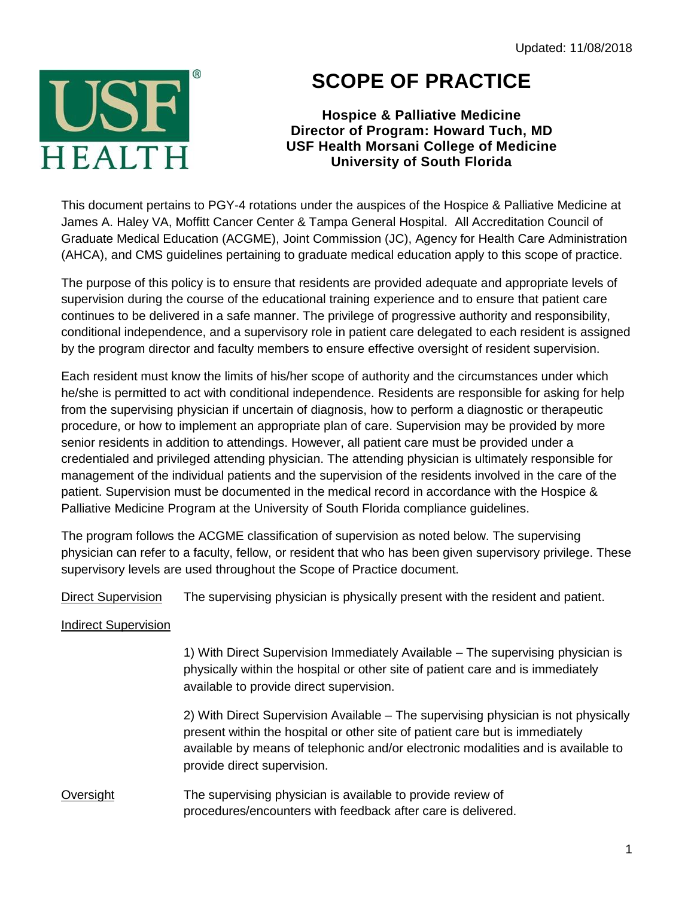Updated: 11/08/2018

# SCOPE OF PRACTICE

**Hospice & Palliative Medicine**
**Director of Program: Howard Tuch, MD**
**USF Health Morsani College of Medicine**
**University of South Florida**

This document pertains to PGY-4 rotations under the auspices of the Hospice & Palliative Medicine at James A. Haley VA, Moffitt Cancer Center & Tampa General Hospital. All Accreditation Council of Graduate Medical Education (ACGME), Joint Commission (JC), Agency for Health Care Administration (AHCA), and CMS guidelines pertaining to graduate medical education apply to this scope of practice.

The purpose of this policy is to ensure that residents are provided adequate and appropriate levels of supervision during the course of the educational training experience and to ensure that patient care continues to be delivered in a safe manner. The privilege of progressive authority and responsibility, conditional independence, and a supervisory role in patient care delegated to each resident is assigned by the program director and faculty members to ensure effective oversight of resident supervision.

Each resident must know the limits of his/her scope of authority and the circumstances under which he/she is permitted to act with conditional independence. Residents are responsible for asking for help from the supervising physician if uncertain of diagnosis, how to perform a diagnostic or therapeutic procedure, or how to implement an appropriate plan of care. Supervision may be provided by more senior residents in addition to attendings. However, all patient care must be provided under a credentialed and privileged attending physician. The attending physician is ultimately responsible for management of the individual patients and the supervision of the residents involved in the care of the patient. Supervision must be documented in the medical record in accordance with the Hospice & Palliative Medicine Program at the University of South Florida compliance guidelines.

The program follows the ACGME classification of supervision as noted below. The supervising physician can refer to a faculty, fellow, or resident that who has been given supervisory privilege. These supervisory levels are used throughout the Scope of Practice document.

<u>Direct Supervision</u> The supervising physician is physically present with the resident and patient.

<u>Indirect Supervision</u>

1) With Direct Supervision Immediately Available – The supervising physician is physically within the hospital or other site of patient care and is immediately available to provide direct supervision.

2) With Direct Supervision Available – The supervising physician is not physically present within the hospital or other site of patient care but is immediately available by means of telephonic and/or electronic modalities and is available to provide direct supervision.

<u>Oversight</u> The supervising physician is available to provide review of procedures/encounters with feedback after care is delivered.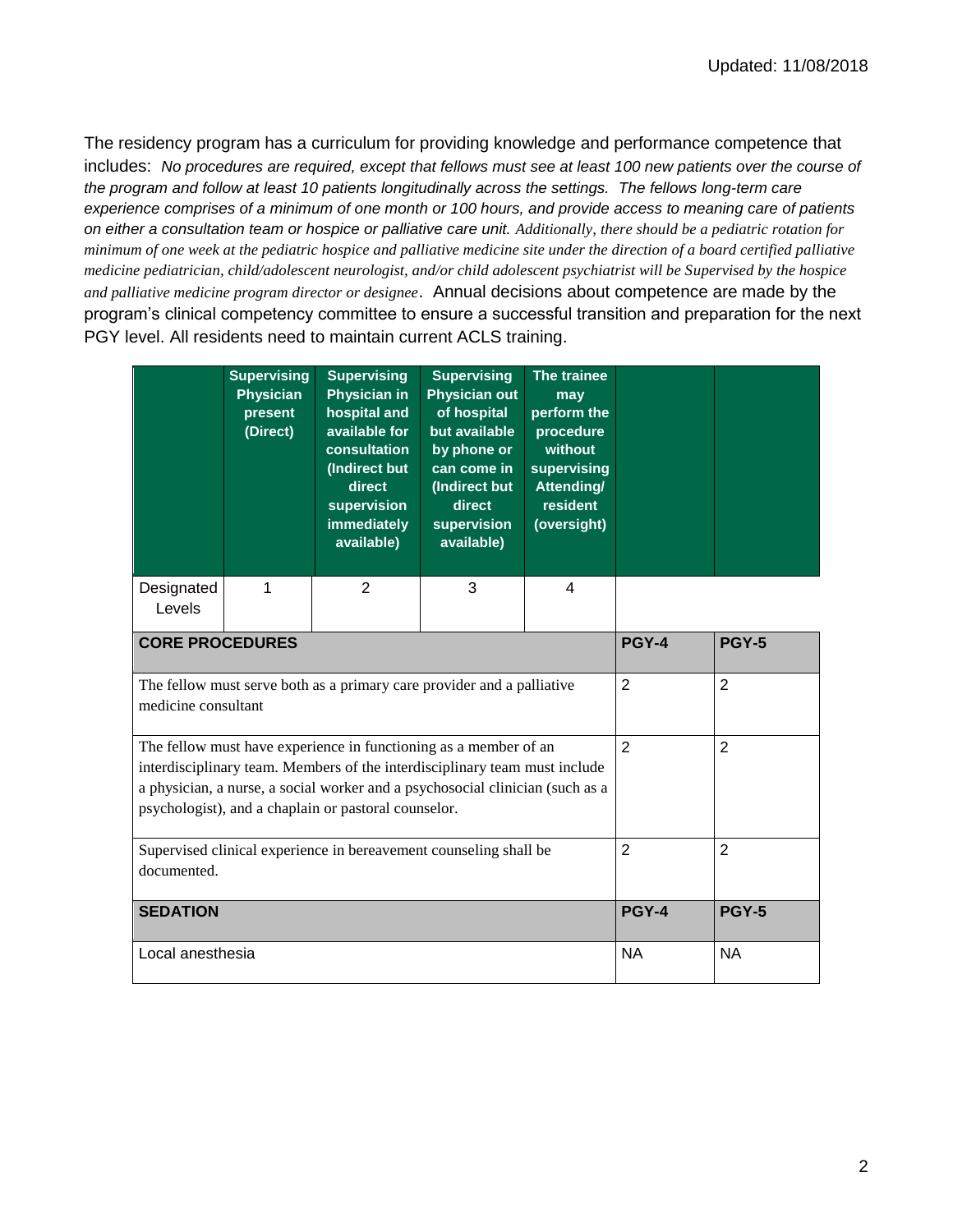The residency program has a curriculum for providing knowledge and performance competence that includes: *No procedures are required, except that fellows must see at least 100 new patients over the course of the program and follow at least 10 patients longitudinally across the settings. The fellows long-term care experience comprises of a minimum of one month or 100 hours, and provide access to meaning care of patients on either a consultation team or hospice or palliative care unit. Additionally, there should be a pediatric rotation for minimum of one week at the pediatric hospice and palliative medicine site under the direction of a board certified palliative medicine pediatrician, child/adolescent neurologist, and/or child adolescent psychiatrist will be Supervised by the hospice and palliative medicine program director or designee*. Annual decisions about competence are made by the program's clinical competency committee to ensure a successful transition and preparation for the next PGY level. All residents need to maintain current ACLS training.

| | Supervising Physician present (Direct) | Supervising Physician in hospital and available for consultation (Indirect but direct supervision immediately available) | Supervising Physician out of hospital but available by phone or can come in (Indirect but direct supervision available) | The trainee may perform the procedure without supervising Attending/ resident (oversight) | | |
|---|---|---|---|---|---|---|
| Designated Levels | 1 | 2 | 3 | 4 | | |

| **CORE PROCEDURES** | **PGY-4** | **PGY-5** |
|---|---|---|
| The fellow must serve both as a primary care provider and a palliative medicine consultant | 2 | 2 |
| The fellow must have experience in functioning as a member of an interdisciplinary team. Members of the interdisciplinary team must include a physician, a nurse, a social worker and a psychosocial clinician (such as a psychologist), and a chaplain or pastoral counselor. | 2 | 2 |
| Supervised clinical experience in bereavement counseling shall be documented. | 2 | 2 |
| **SEDATION** | **PGY-4** | **PGY-5** |
| Local anesthesia | NA | NA |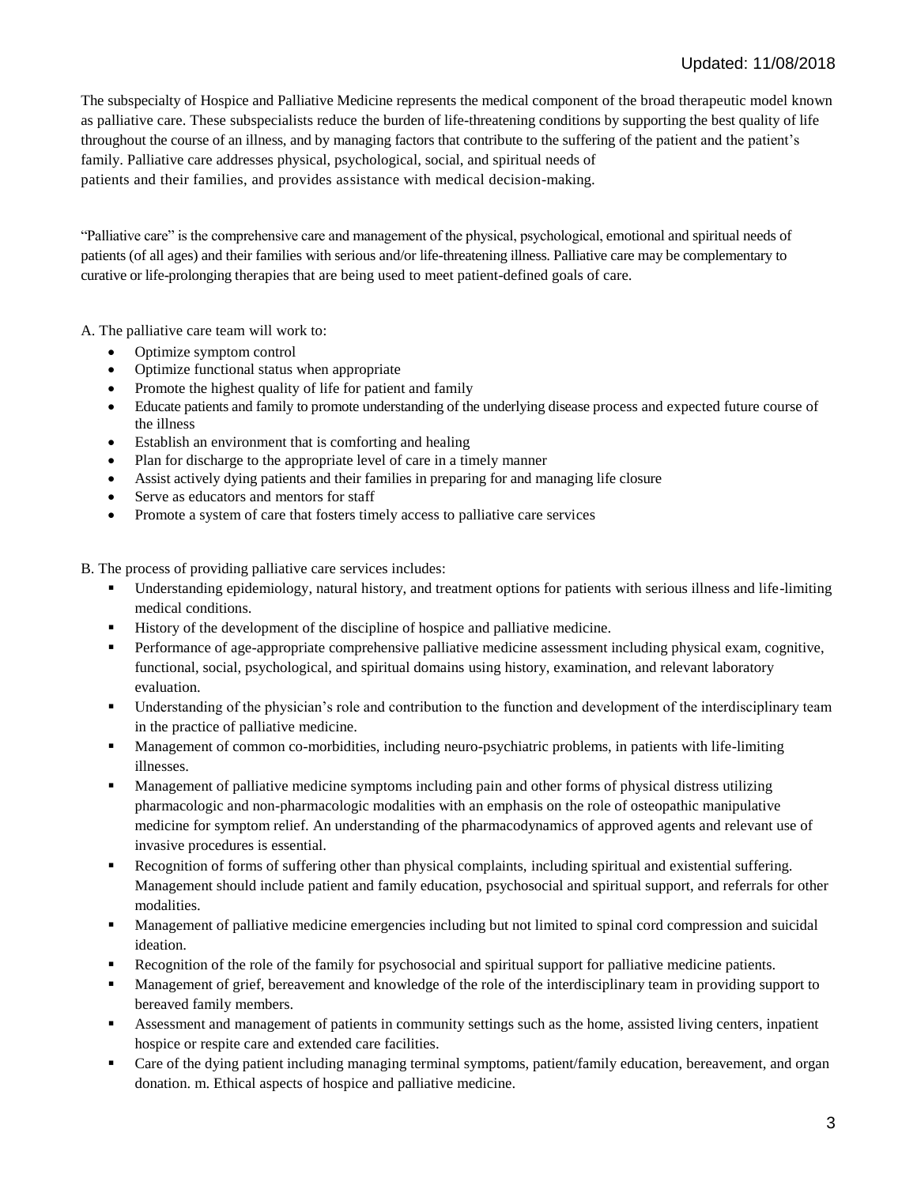The subspecialty of Hospice and Palliative Medicine represents the medical component of the broad therapeutic model known as palliative care. These subspecialists reduce the burden of life-threatening conditions by supporting the best quality of life throughout the course of an illness, and by managing factors that contribute to the suffering of the patient and the patient's family. Palliative care addresses physical, psychological, social, and spiritual needs of patients and their families, and provides assistance with medical decision-making.

"Palliative care" is the comprehensive care and management of the physical, psychological, emotional and spiritual needs of patients (of all ages) and their families with serious and/or life-threatening illness. Palliative care may be complementary to curative or life-prolonging therapies that are being used to meet patient-defined goals of care.

A. The palliative care team will work to:

- Optimize symptom control
- Optimize functional status when appropriate
- Promote the highest quality of life for patient and family
- Educate patients and family to promote understanding of the underlying disease process and expected future course of the illness
- Establish an environment that is comforting and healing
- Plan for discharge to the appropriate level of care in a timely manner
- Assist actively dying patients and their families in preparing for and managing life closure
- Serve as educators and mentors for staff
- Promote a system of care that fosters timely access to palliative care services

B. The process of providing palliative care services includes:

- Understanding epidemiology, natural history, and treatment options for patients with serious illness and life-limiting medical conditions.
- History of the development of the discipline of hospice and palliative medicine.
- Performance of age-appropriate comprehensive palliative medicine assessment including physical exam, cognitive, functional, social, psychological, and spiritual domains using history, examination, and relevant laboratory evaluation.
- Understanding of the physician's role and contribution to the function and development of the interdisciplinary team in the practice of palliative medicine.
- Management of common co-morbidities, including neuro-psychiatric problems, in patients with life-limiting illnesses.
- Management of palliative medicine symptoms including pain and other forms of physical distress utilizing pharmacologic and non-pharmacologic modalities with an emphasis on the role of osteopathic manipulative medicine for symptom relief. An understanding of the pharmacodynamics of approved agents and relevant use of invasive procedures is essential.
- Recognition of forms of suffering other than physical complaints, including spiritual and existential suffering. Management should include patient and family education, psychosocial and spiritual support, and referrals for other modalities.
- Management of palliative medicine emergencies including but not limited to spinal cord compression and suicidal ideation.
- Recognition of the role of the family for psychosocial and spiritual support for palliative medicine patients.
- Management of grief, bereavement and knowledge of the role of the interdisciplinary team in providing support to bereaved family members.
- Assessment and management of patients in community settings such as the home, assisted living centers, inpatient hospice or respite care and extended care facilities.
- Care of the dying patient including managing terminal symptoms, patient/family education, bereavement, and organ donation. m. Ethical aspects of hospice and palliative medicine.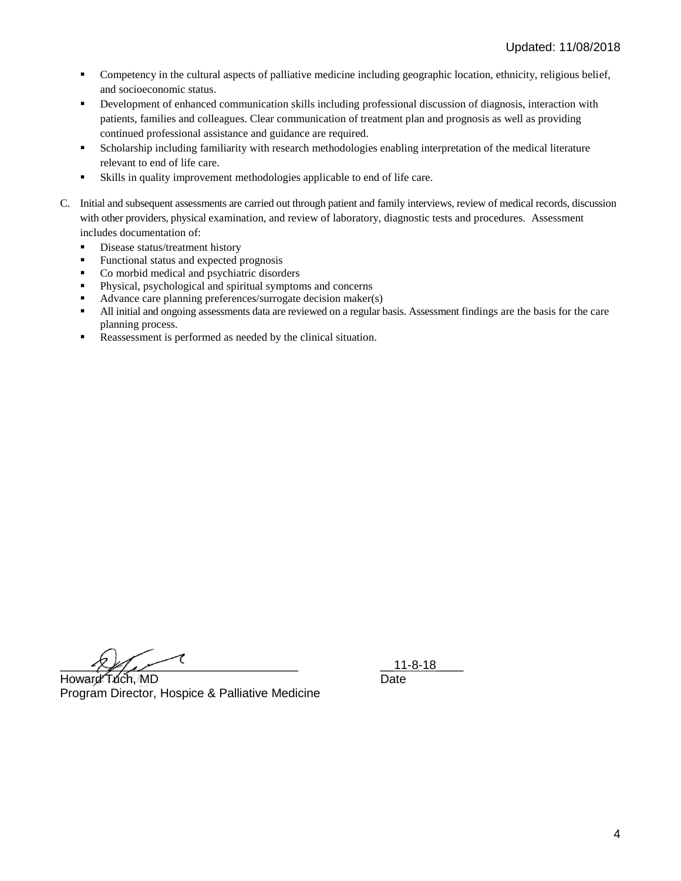- Competency in the cultural aspects of palliative medicine including geographic location, ethnicity, religious belief, and socioeconomic status.
- Development of enhanced communication skills including professional discussion of diagnosis, interaction with patients, families and colleagues. Clear communication of treatment plan and prognosis as well as providing continued professional assistance and guidance are required.
- Scholarship including familiarity with research methodologies enabling interpretation of the medical literature relevant to end of life care.
- Skills in quality improvement methodologies applicable to end of life care.

C. Initial and subsequent assessments are carried out through patient and family interviews, review of medical records, discussion with other providers, physical examination, and review of laboratory, diagnostic tests and procedures. Assessment includes documentation of:

- Disease status/treatment history
- Functional status and expected prognosis
- Co morbid medical and psychiatric disorders
- Physical, psychological and spiritual symptoms and concerns
- Advance care planning preferences/surrogate decision maker(s)
- All initial and ongoing assessments data are reviewed on a regular basis. Assessment findings are the basis for the care planning process.
- Reassessment is performed as needed by the clinical situation.

______________________________________ 11-8-18

Howard Tuch, MD Date

Program Director, Hospice & Palliative Medicine